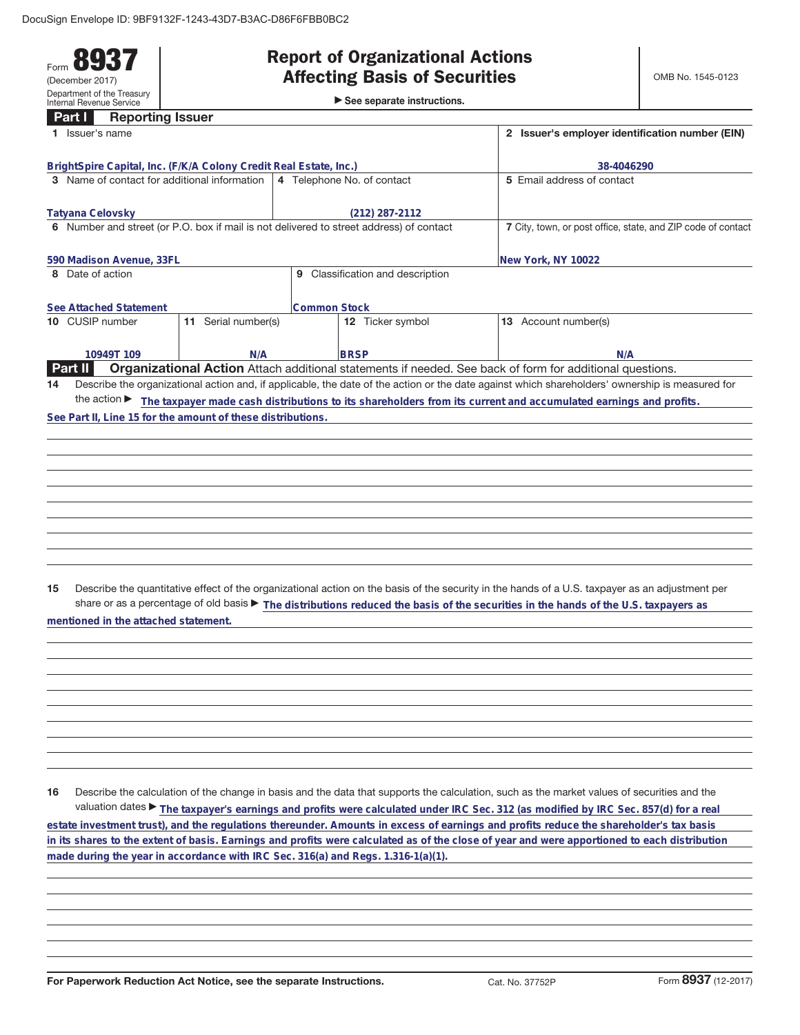DocuSign Envelope ID: 9BF9132F-1243-43D7-B3AC-D86F6FBB0BC2

Form **8937**
(December 2017)
Department of the Treasury
Internal Revenue Service

# Report of Organizational Actions Affecting Basis of Securities

► See separate instructions.

OMB No. 1545-0123

## Part I Reporting Issuer

| 1 Issuer's name | | | 2 Issuer's employer identification number (EIN) |
|---|---|---|---|
| BrightSpire Capital, Inc. (F/K/A Colony Credit Real Estate, Inc.) | | | 38-4046290 |
| 3 Name of contact for additional information | 4 Telephone No. of contact | | 5 Email address of contact |
| Tatyana Celovsky | (212) 287-2112 | | |
| 6 Number and street (or P.O. box if mail is not delivered to street address) of contact | | | 7 City, town, or post office, state, and ZIP code of contact |
| 590 Madison Avenue, 33FL | | | New York, NY 10022 |
| 8 Date of action | 9 Classification and description | | |
| See Attached Statement | Common Stock | | |
| 10 CUSIP number | 11 Serial number(s) | 12 Ticker symbol | 13 Account number(s) |
| 10949T 109 | N/A | BRSP | N/A |

## Part II Organizational Action

Attach additional statements if needed. See back of form for additional questions.

**14** Describe the organizational action and, if applicable, the date of the action or the date against which shareholders' ownership is measured for the action ► The taxpayer made cash distributions to its shareholders from its current and accumulated earnings and profits. See Part II, Line 15 for the amount of these distributions.

**15** Describe the quantitative effect of the organizational action on the basis of the security in the hands of a U.S. taxpayer as an adjustment per share or as a percentage of old basis ► The distributions reduced the basis of the securities in the hands of the U.S. taxpayers as mentioned in the attached statement.

**16** Describe the calculation of the change in basis and the data that supports the calculation, such as the market values of securities and the valuation dates ► The taxpayer's earnings and profits were calculated under IRC Sec. 312 (as modified by IRC Sec. 857(d) for a real estate investment trust), and the regulations thereunder. Amounts in excess of earnings and profits reduce the shareholder's tax basis in its shares to the extent of basis. Earnings and profits were calculated as of the close of year and were apportioned to each distribution made during the year in accordance with IRC Sec. 316(a) and Regs. 1.316-1(a)(1).

**For Paperwork Reduction Act Notice, see the separate Instructions.** Cat. No. 37752P Form **8937** (12-2017)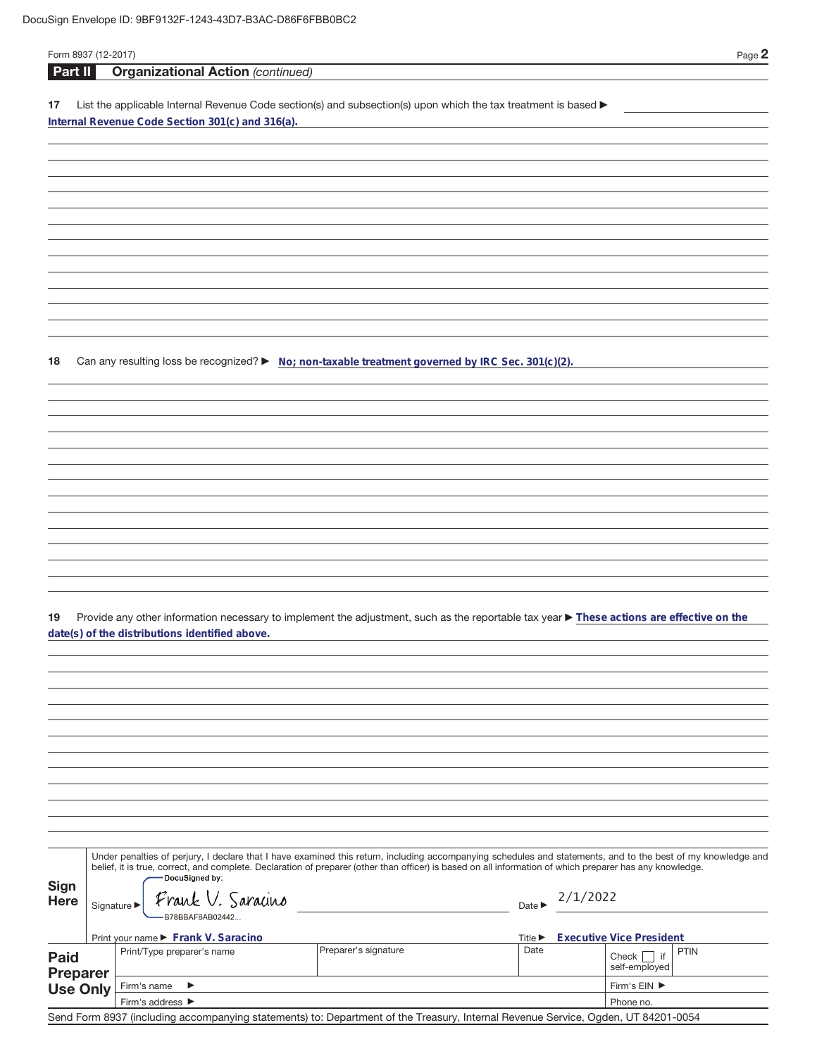DocuSign Envelope ID: 9BF9132F-1243-43D7-B3AC-D86F6FBB0BC2

Form 8937 (12-2017)

## Part II Organizational Action *(continued)*

**17** List the applicable Internal Revenue Code section(s) and subsection(s) upon which the tax treatment is based ▶

**Internal Revenue Code Section 301(c) and 316(a).**

**18** Can any resulting loss be recognized? ▶ **No; non-taxable treatment governed by IRC Sec. 301(c)(2).**

**19** Provide any other information necessary to implement the adjustment, such as the reportable tax year ▶ **These actions are effective on the date(s) of the distributions identified above.**

**Sign Here**

Under penalties of perjury, I declare that I have examined this return, including accompanying schedules and statements, and to the best of my knowledge and belief, it is true, correct, and complete. Declaration of preparer (other than officer) is based on all information of which preparer has any knowledge.

Signature ▶ DocuSigned by: Frank V. Saracino B78BBAF8AB02442... Date ▶ 2/1/2022

Print your name ▶ **Frank V. Saracino** Title ▶ **Executive Vice President**

| Paid Preparer Use Only | Print/Type preparer's name | Preparer's signature | Date | Check ☐ if self-employed | PTIN |
|---|---|---|---|---|---|
| | Firm's name ▶ | | | Firm's EIN ▶ | |
| | Firm's address ▶ | | | Phone no. | |

Send Form 8937 (including accompanying statements) to: Department of the Treasury, Internal Revenue Service, Ogden, UT 84201-0054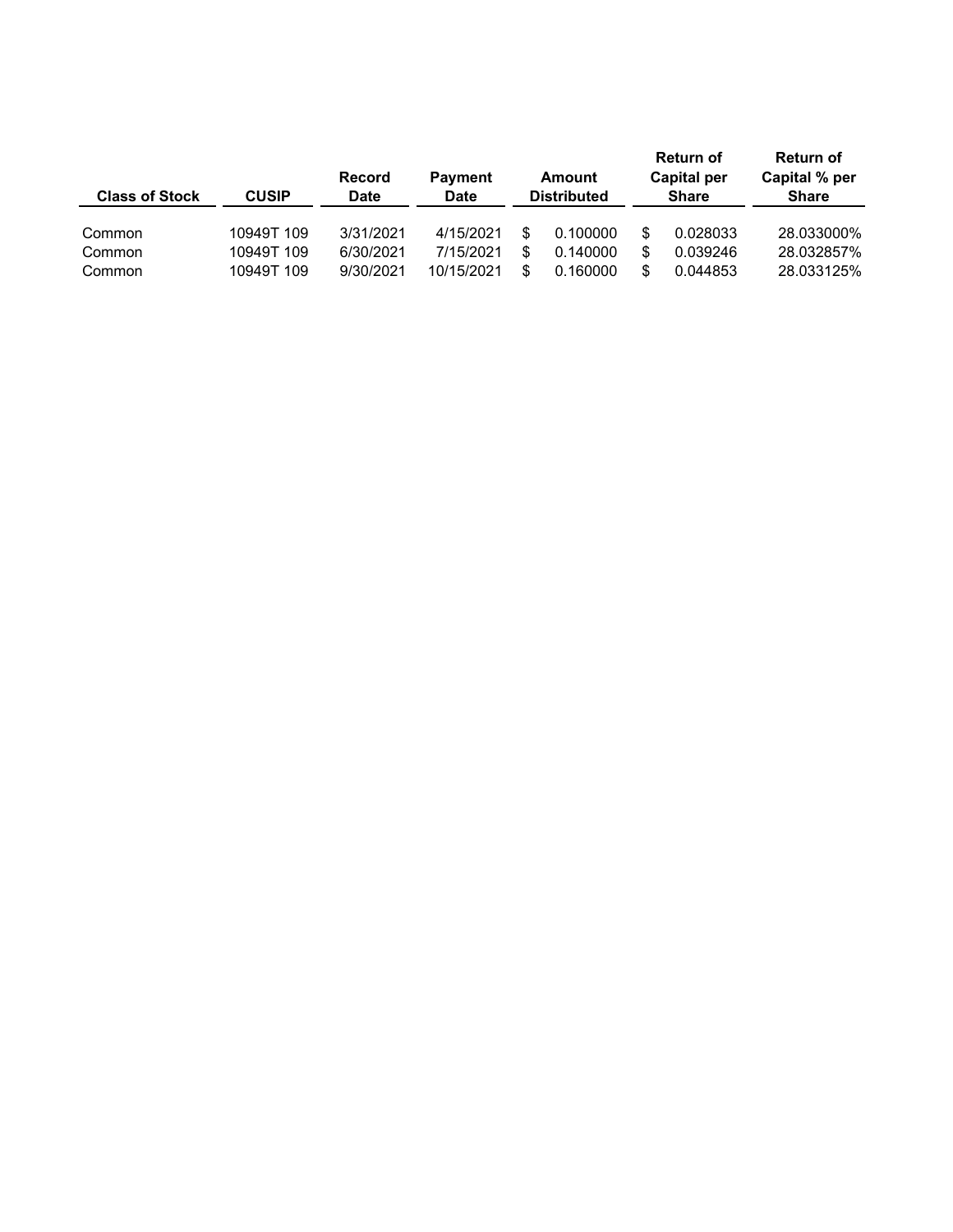| Class of Stock | CUSIP | Record Date | Payment Date | Amount Distributed | Return of Capital per Share | Return of Capital % per Share |
|---|---|---|---|---|---|---|
| Common | 10949T 109 | 3/31/2021 | 4/15/2021 | $ 0.100000 | $ 0.028033 | 28.033000% |
| Common | 10949T 109 | 6/30/2021 | 7/15/2021 | $ 0.140000 | $ 0.039246 | 28.032857% |
| Common | 10949T 109 | 9/30/2021 | 10/15/2021 | $ 0.160000 | $ 0.044853 | 28.033125% |